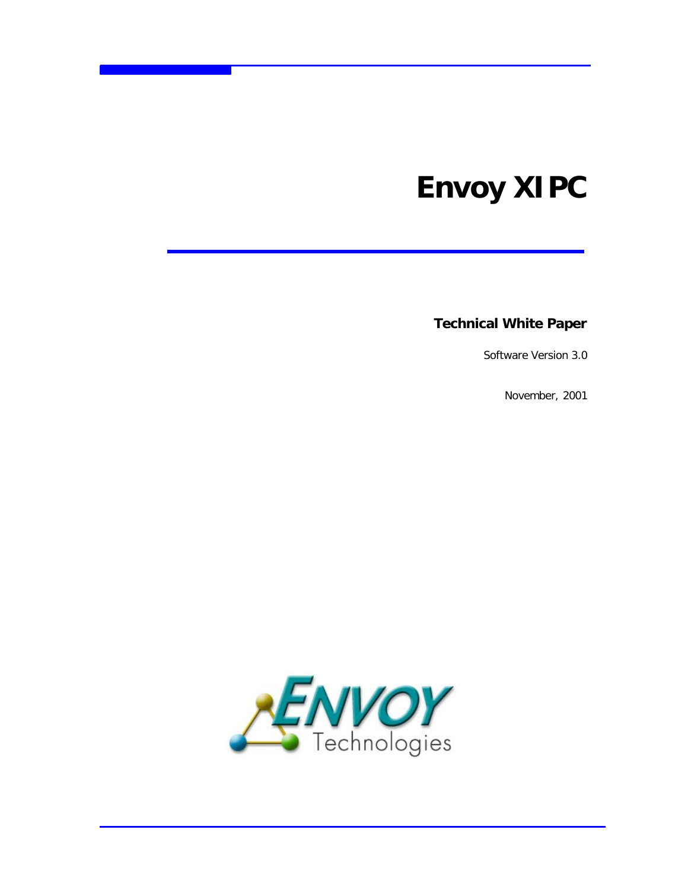# Envoy XIPC

**Technical White Paper**

Software Version 3.0

November, 2001

Envoy Technologies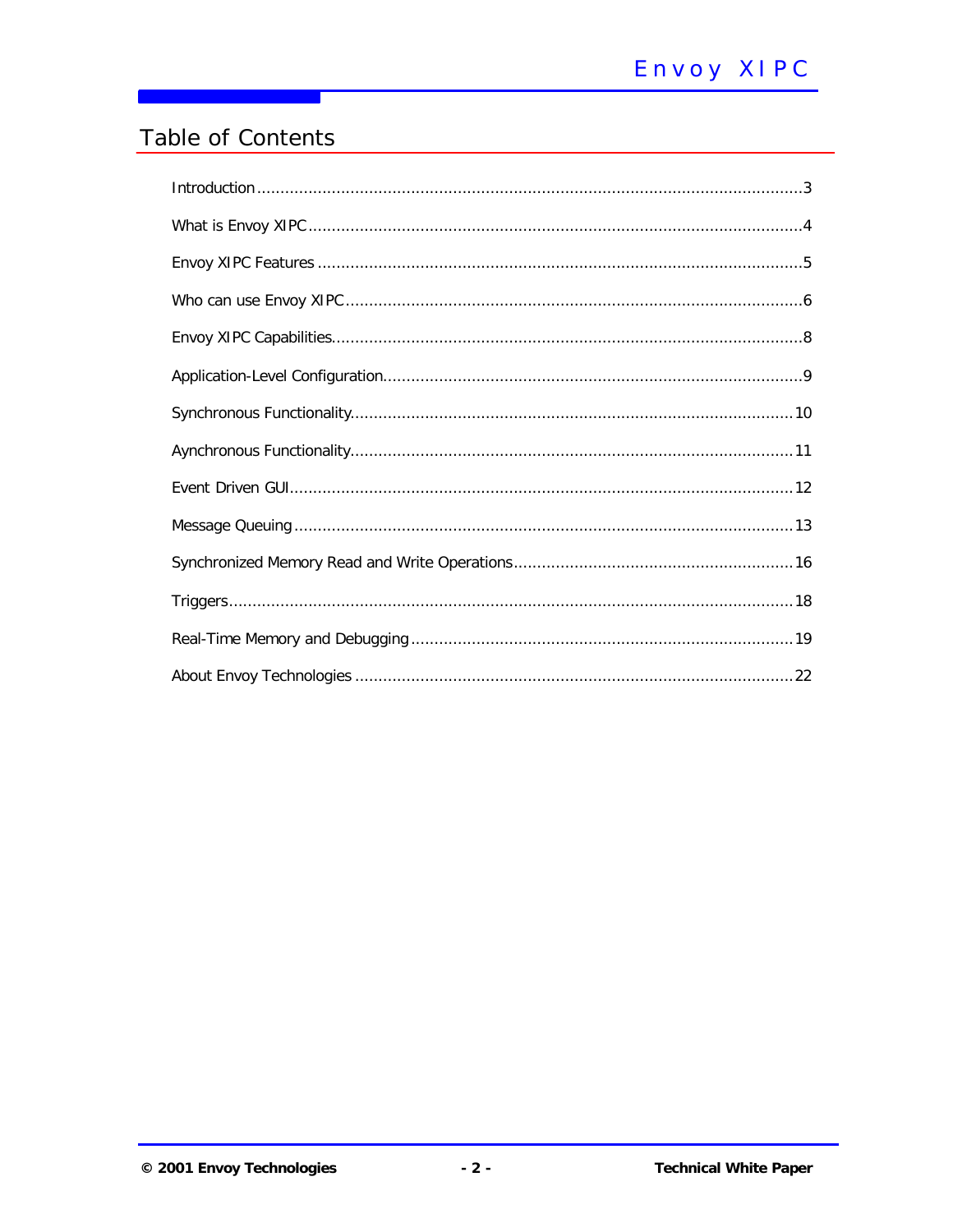# Table of Contents

Introduction....................................................................................................................3

What is Envoy XIPC.........................................................................................................4

Envoy XIPC Features .......................................................................................................5

Who can use Envoy XIPC.................................................................................................6

Envoy XIPC Capabilities...................................................................................................8

Application-Level Configuration.........................................................................................9

Synchronous Functionality..............................................................................................10

Aynchronous Functionality..............................................................................................11

Event Driven GUI...........................................................................................................12

Message Queuing ..........................................................................................................13

Synchronized Memory Read and Write Operations............................................................16

Triggers........................................................................................................................18

Real-Time Memory and Debugging .................................................................................19

About Envoy Technologies .............................................................................................22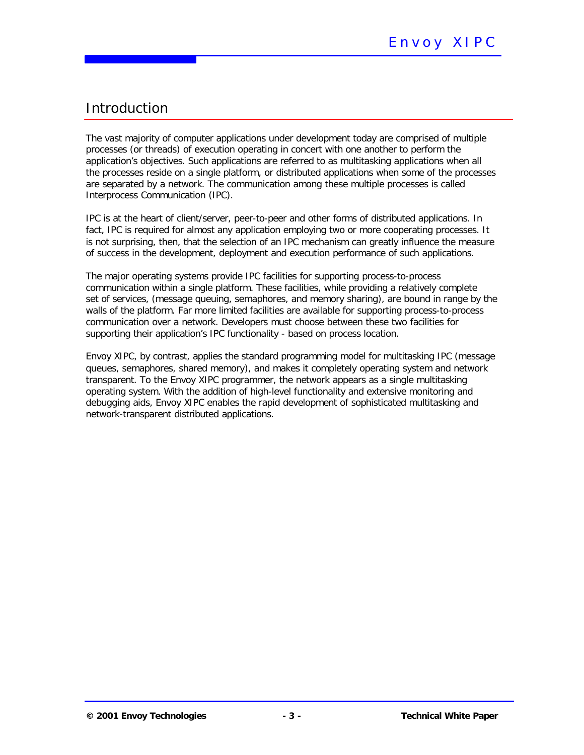# Introduction

The vast majority of computer applications under development today are comprised of multiple processes (or threads) of execution operating in concert with one another to perform the application's objectives. Such applications are referred to as multitasking applications when all the processes reside on a single platform, or distributed applications when some of the processes are separated by a network. The communication among these multiple processes is called Interprocess Communication (IPC).

IPC is at the heart of client/server, peer-to-peer and other forms of distributed applications. In fact, IPC is required for almost any application employing two or more cooperating processes. It is not surprising, then, that the selection of an IPC mechanism can greatly influence the measure of success in the development, deployment and execution performance of such applications.

The major operating systems provide IPC facilities for supporting process-to-process communication within a single platform. These facilities, while providing a relatively complete set of services, (message queuing, semaphores, and memory sharing), are bound in range by the walls of the platform. Far more limited facilities are available for supporting process-to-process communication over a network. Developers must choose between these two facilities for supporting their application's IPC functionality - based on process location.

Envoy XIPC, by contrast, applies the standard programming model for multitasking IPC (message queues, semaphores, shared memory), and makes it completely operating system and network transparent. To the Envoy XIPC programmer, the network appears as a single multitasking operating system. With the addition of high-level functionality and extensive monitoring and debugging aids, Envoy XIPC enables the rapid development of sophisticated multitasking and network-transparent distributed applications.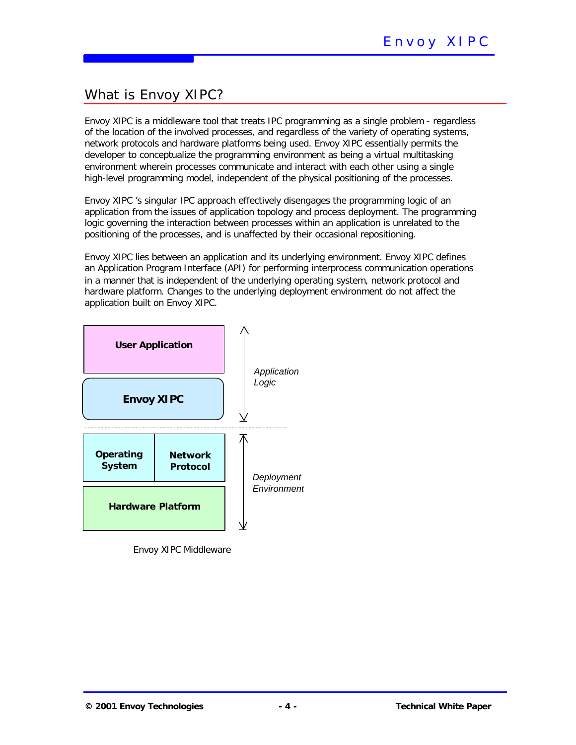## What is Envoy XIPC?

Envoy XIPC is a middleware tool that treats IPC programming as a single problem - regardless of the location of the involved processes, and regardless of the variety of operating systems, network protocols and hardware platforms being used. Envoy XIPC essentially permits the developer to conceptualize the programming environment as being a virtual multitasking environment wherein processes communicate and interact with each other using a single high-level programming model, independent of the physical positioning of the processes.

Envoy XIPC 's singular IPC approach effectively disengages the programming logic of an application from the issues of application topology and process deployment. The programming logic governing the interaction between processes within an application is unrelated to the positioning of the processes, and is unaffected by their occasional repositioning.

Envoy XIPC lies between an application and its underlying environment. Envoy XIPC defines an Application Program Interface (API) for performing interprocess communication operations in a manner that is independent of the underlying operating system, network protocol and hardware platform. Changes to the underlying deployment environment do not affect the application built on Envoy XIPC.

User Application

Envoy XIPC

*Application Logic*

Operating System | Network Protocol

Hardware Platform

*Deployment Environment*

Envoy XIPC Middleware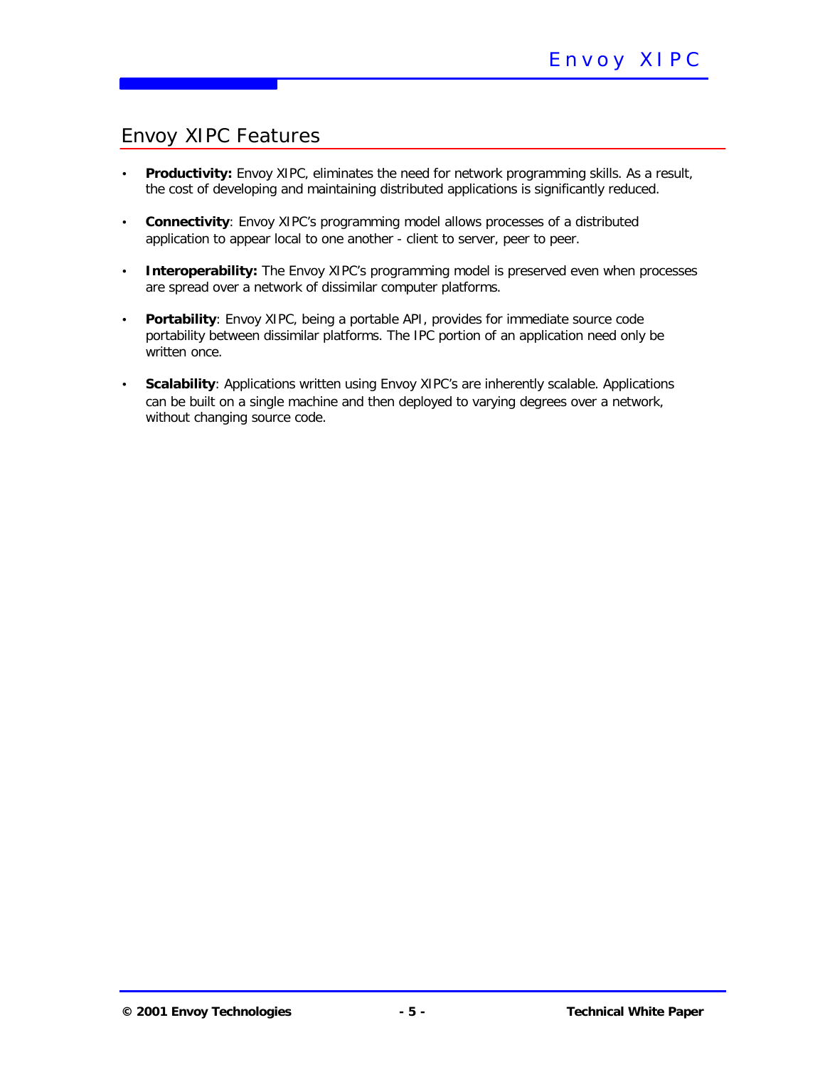## Envoy XIPC Features

- **Productivity:** Envoy XIPC, eliminates the need for network programming skills. As a result, the cost of developing and maintaining distributed applications is significantly reduced.

- **Connectivity**: Envoy XIPC's programming model allows processes of a distributed application to appear local to one another - client to server, peer to peer.

- **Interoperability:** The Envoy XIPC's programming model is preserved even when processes are spread over a network of dissimilar computer platforms.

- **Portability**: Envoy XIPC, being a portable API, provides for immediate source code portability between dissimilar platforms. The IPC portion of an application need only be written once.

- **Scalability**: Applications written using Envoy XIPC's are inherently scalable. Applications can be built on a single machine and then deployed to varying degrees over a network, without changing source code.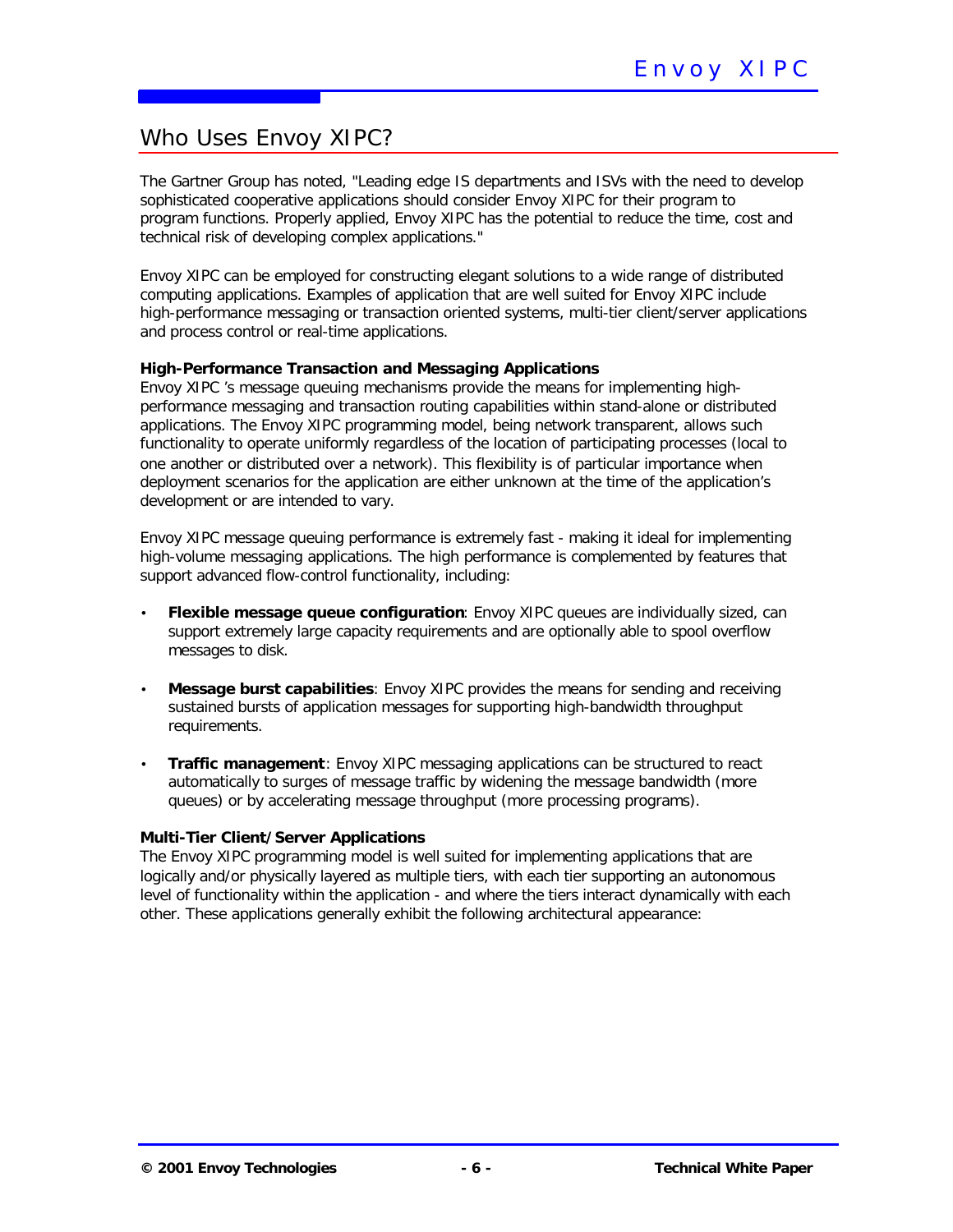## Who Uses Envoy XIPC?

The Gartner Group has noted, "Leading edge IS departments and ISVs with the need to develop sophisticated cooperative applications should consider Envoy XIPC for their program to program functions. Properly applied, Envoy XIPC has the potential to reduce the time, cost and technical risk of developing complex applications."

Envoy XIPC can be employed for constructing elegant solutions to a wide range of distributed computing applications. Examples of application that are well suited for Envoy XIPC include high-performance messaging or transaction oriented systems, multi-tier client/server applications and process control or real-time applications.

**High-Performance Transaction and Messaging Applications**

Envoy XIPC 's message queuing mechanisms provide the means for implementing high-performance messaging and transaction routing capabilities within stand-alone or distributed applications. The Envoy XIPC programming model, being network transparent, allows such functionality to operate uniformly regardless of the location of participating processes (local to one another or distributed over a network). This flexibility is of particular importance when deployment scenarios for the application are either unknown at the time of the application's development or are intended to vary.

Envoy XIPC message queuing performance is extremely fast - making it ideal for implementing high-volume messaging applications. The high performance is complemented by features that support advanced flow-control functionality, including:

- **Flexible message queue configuration**: Envoy XIPC queues are individually sized, can support extremely large capacity requirements and are optionally able to spool overflow messages to disk.
- **Message burst capabilities**: Envoy XIPC provides the means for sending and receiving sustained bursts of application messages for supporting high-bandwidth throughput requirements.
- **Traffic management**: Envoy XIPC messaging applications can be structured to react automatically to surges of message traffic by widening the message bandwidth (more queues) or by accelerating message throughput (more processing programs).

**Multi-Tier Client/Server Applications**

The Envoy XIPC programming model is well suited for implementing applications that are logically and/or physically layered as multiple tiers, with each tier supporting an autonomous level of functionality within the application - and where the tiers interact dynamically with each other. These applications generally exhibit the following architectural appearance: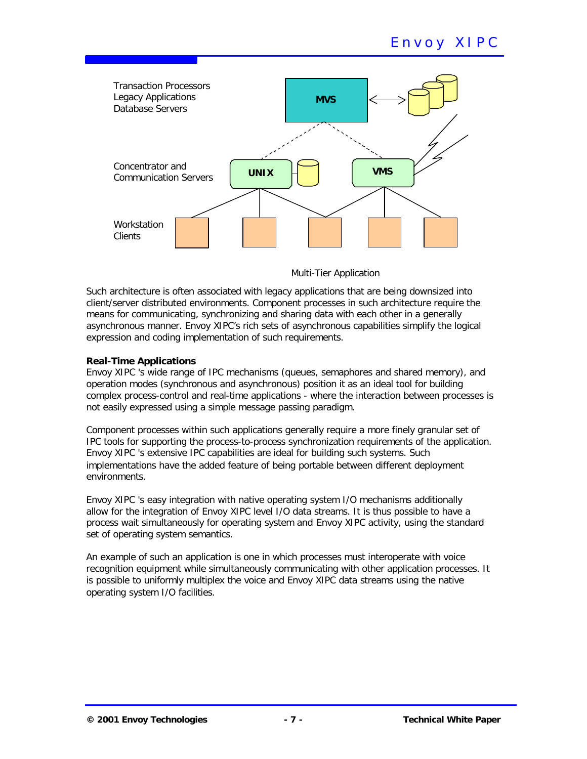Transaction Processors
Legacy Applications
Database Servers

MVS

Concentrator and
Communication Servers

UNIX

VMS

Workstation
Clients

Multi-Tier Application

Such architecture is often associated with legacy applications that are being downsized into client/server distributed environments. Component processes in such architecture require the means for communicating, synchronizing and sharing data with each other in a generally asynchronous manner. Envoy XIPC's rich sets of asynchronous capabilities simplify the logical expression and coding implementation of such requirements.

**Real-Time Applications**

Envoy XIPC 's wide range of IPC mechanisms (queues, semaphores and shared memory), and operation modes (synchronous and asynchronous) position it as an ideal tool for building complex process-control and real-time applications - where the interaction between processes is not easily expressed using a simple message passing paradigm.

Component processes within such applications generally require a more finely granular set of IPC tools for supporting the process-to-process synchronization requirements of the application. Envoy XIPC 's extensive IPC capabilities are ideal for building such systems. Such implementations have the added feature of being portable between different deployment environments.

Envoy XIPC 's easy integration with native operating system I/O mechanisms additionally allow for the integration of Envoy XIPC level I/O data streams. It is thus possible to have a process wait simultaneously for operating system and Envoy XIPC activity, using the standard set of operating system semantics.

An example of such an application is one in which processes must interoperate with voice recognition equipment while simultaneously communicating with other application processes. It is possible to uniformly multiplex the voice and Envoy XIPC data streams using the native operating system I/O facilities.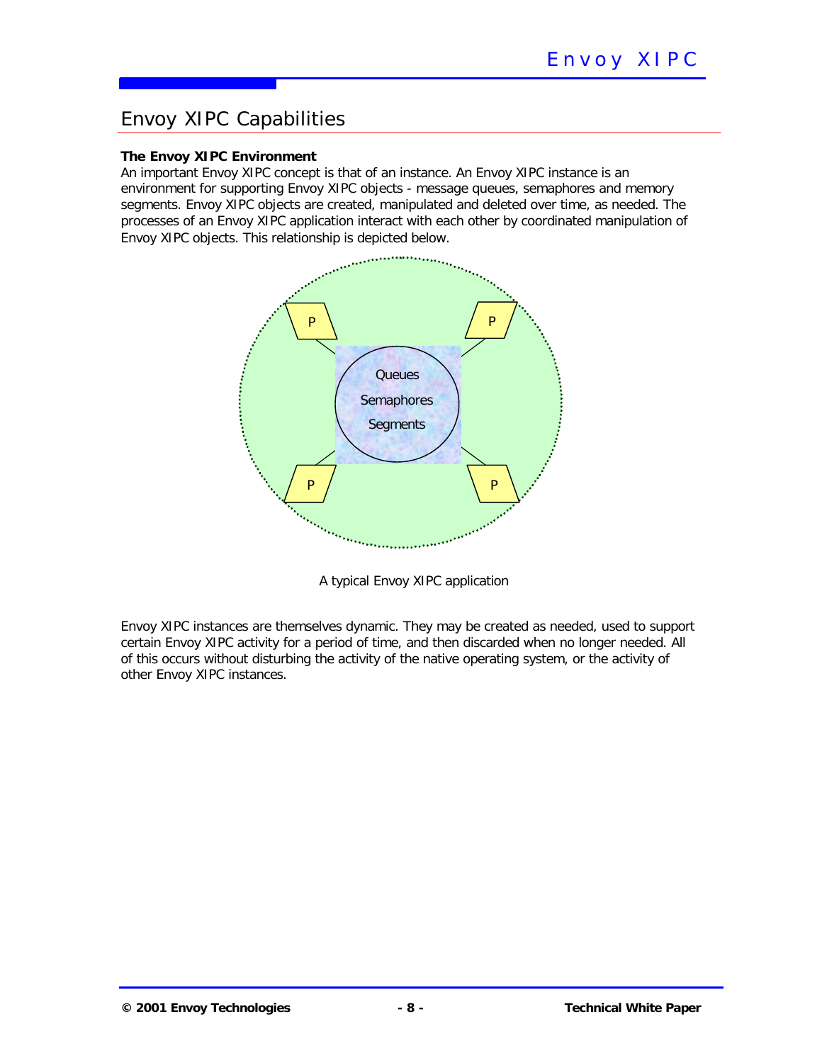# Envoy XIPC Capabilities

**The Envoy XIPC Environment**

An important Envoy XIPC concept is that of an instance. An Envoy XIPC instance is an environment for supporting Envoy XIPC objects - message queues, semaphores and memory segments. Envoy XIPC objects are created, manipulated and deleted over time, as needed. The processes of an Envoy XIPC application interact with each other by coordinated manipulation of Envoy XIPC objects. This relationship is depicted below.

A typical Envoy XIPC application

Envoy XIPC instances are themselves dynamic. They may be created as needed, used to support certain Envoy XIPC activity for a period of time, and then discarded when no longer needed. All of this occurs without disturbing the activity of the native operating system, or the activity of other Envoy XIPC instances.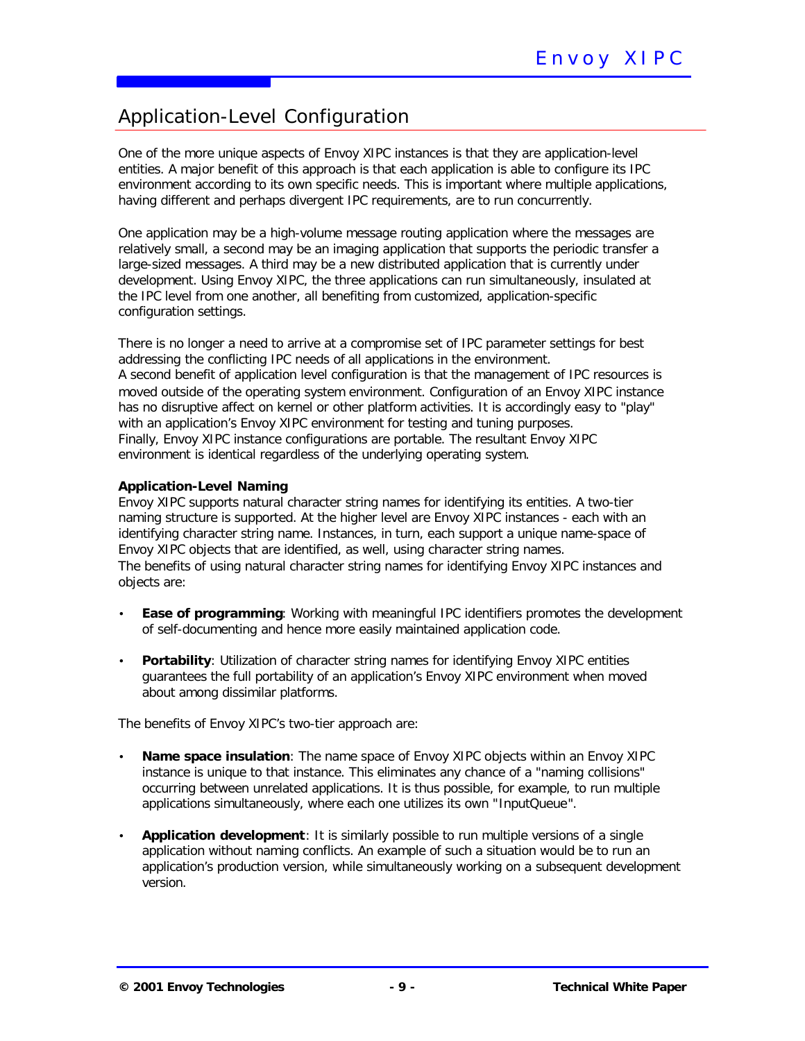## Application-Level Configuration

One of the more unique aspects of Envoy XIPC instances is that they are application-level entities. A major benefit of this approach is that each application is able to configure its IPC environment according to its own specific needs. This is important where multiple applications, having different and perhaps divergent IPC requirements, are to run concurrently.

One application may be a high-volume message routing application where the messages are relatively small, a second may be an imaging application that supports the periodic transfer a large-sized messages. A third may be a new distributed application that is currently under development. Using Envoy XIPC, the three applications can run simultaneously, insulated at the IPC level from one another, all benefiting from customized, application-specific configuration settings.

There is no longer a need to arrive at a compromise set of IPC parameter settings for best addressing the conflicting IPC needs of all applications in the environment.
A second benefit of application level configuration is that the management of IPC resources is moved outside of the operating system environment. Configuration of an Envoy XIPC instance has no disruptive affect on kernel or other platform activities. It is accordingly easy to "play" with an application's Envoy XIPC environment for testing and tuning purposes.
Finally, Envoy XIPC instance configurations are portable. The resultant Envoy XIPC environment is identical regardless of the underlying operating system.

**Application-Level Naming**
Envoy XIPC supports natural character string names for identifying its entities. A two-tier naming structure is supported. At the higher level are Envoy XIPC instances - each with an identifying character string name. Instances, in turn, each support a unique name-space of Envoy XIPC objects that are identified, as well, using character string names.
The benefits of using natural character string names for identifying Envoy XIPC instances and objects are:

- **Ease of programming**: Working with meaningful IPC identifiers promotes the development of self-documenting and hence more easily maintained application code.
- **Portability**: Utilization of character string names for identifying Envoy XIPC entities guarantees the full portability of an application's Envoy XIPC environment when moved about among dissimilar platforms.

The benefits of Envoy XIPC's two-tier approach are:

- **Name space insulation**: The name space of Envoy XIPC objects within an Envoy XIPC instance is unique to that instance. This eliminates any chance of a "naming collisions" occurring between unrelated applications. It is thus possible, for example, to run multiple applications simultaneously, where each one utilizes its own "InputQueue".
- **Application development**: It is similarly possible to run multiple versions of a single application without naming conflicts. An example of such a situation would be to run an application's production version, while simultaneously working on a subsequent development version.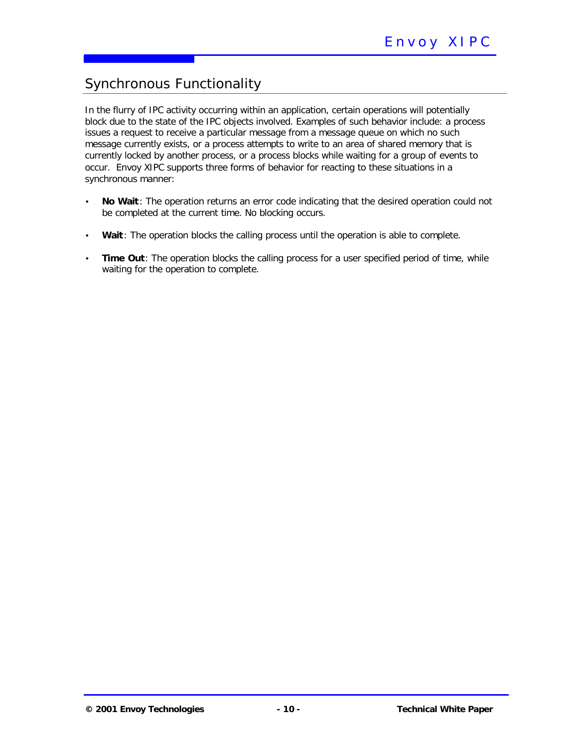## Synchronous Functionality

In the flurry of IPC activity occurring within an application, certain operations will potentially block due to the state of the IPC objects involved. Examples of such behavior include: a process issues a request to receive a particular message from a message queue on which no such message currently exists, or a process attempts to write to an area of shared memory that is currently locked by another process, or a process blocks while waiting for a group of events to occur. Envoy XIPC supports three forms of behavior for reacting to these situations in a synchronous manner:

- **No Wait**: The operation returns an error code indicating that the desired operation could not be completed at the current time. No blocking occurs.
- **Wait**: The operation blocks the calling process until the operation is able to complete.
- **Time Out**: The operation blocks the calling process for a user specified period of time, while waiting for the operation to complete.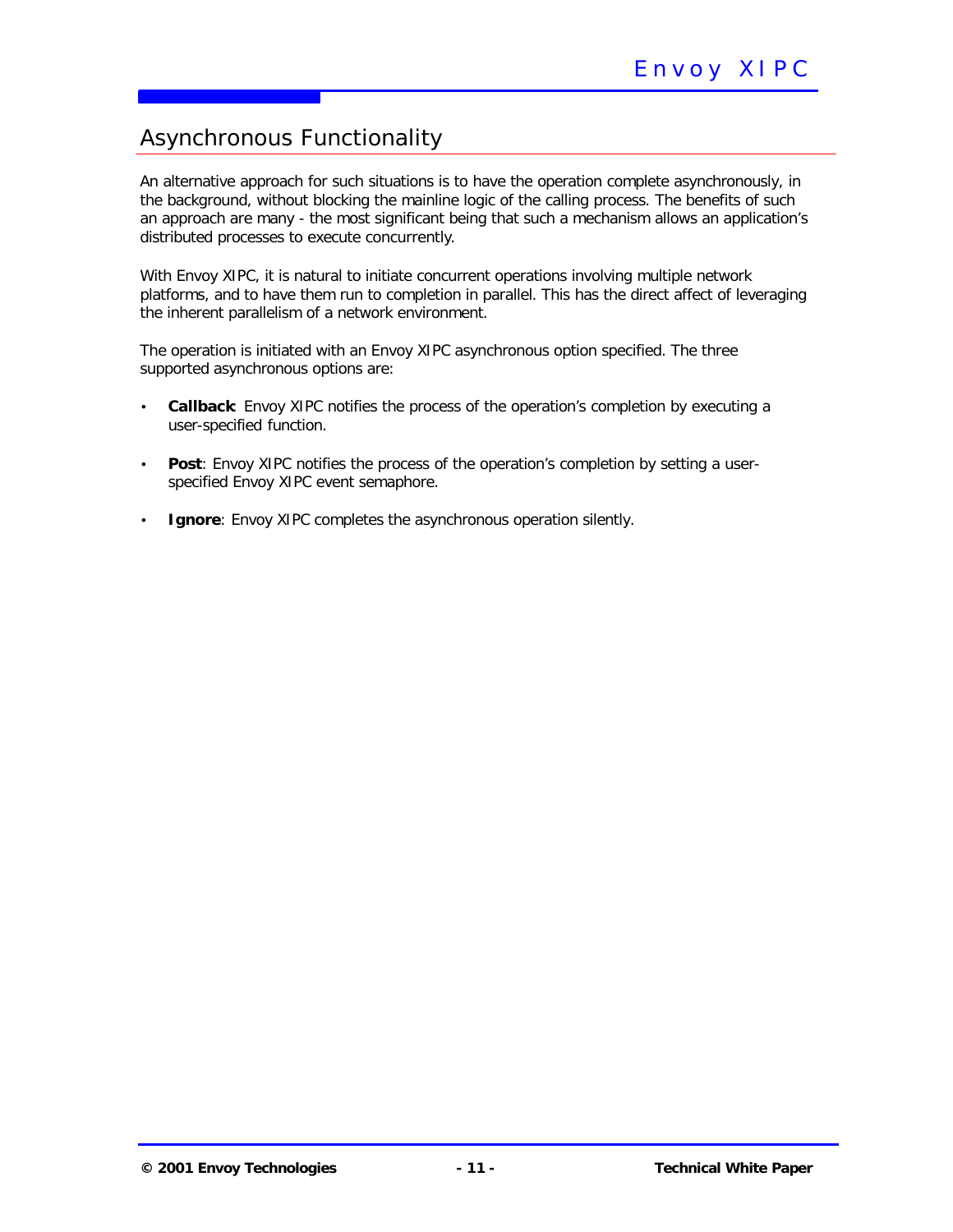## Asynchronous Functionality

An alternative approach for such situations is to have the operation complete asynchronously, in the background, without blocking the mainline logic of the calling process. The benefits of such an approach are many - the most significant being that such a mechanism allows an application's distributed processes to execute concurrently.

With Envoy XIPC, it is natural to initiate concurrent operations involving multiple network platforms, and to have them run to completion in parallel. This has the direct affect of leveraging the inherent parallelism of a network environment.

The operation is initiated with an Envoy XIPC asynchronous option specified. The three supported asynchronous options are:

- **Callback**: Envoy XIPC notifies the process of the operation's completion by executing a user-specified function.
- **Post**: Envoy XIPC notifies the process of the operation's completion by setting a user-specified Envoy XIPC event semaphore.
- **Ignore**: Envoy XIPC completes the asynchronous operation silently.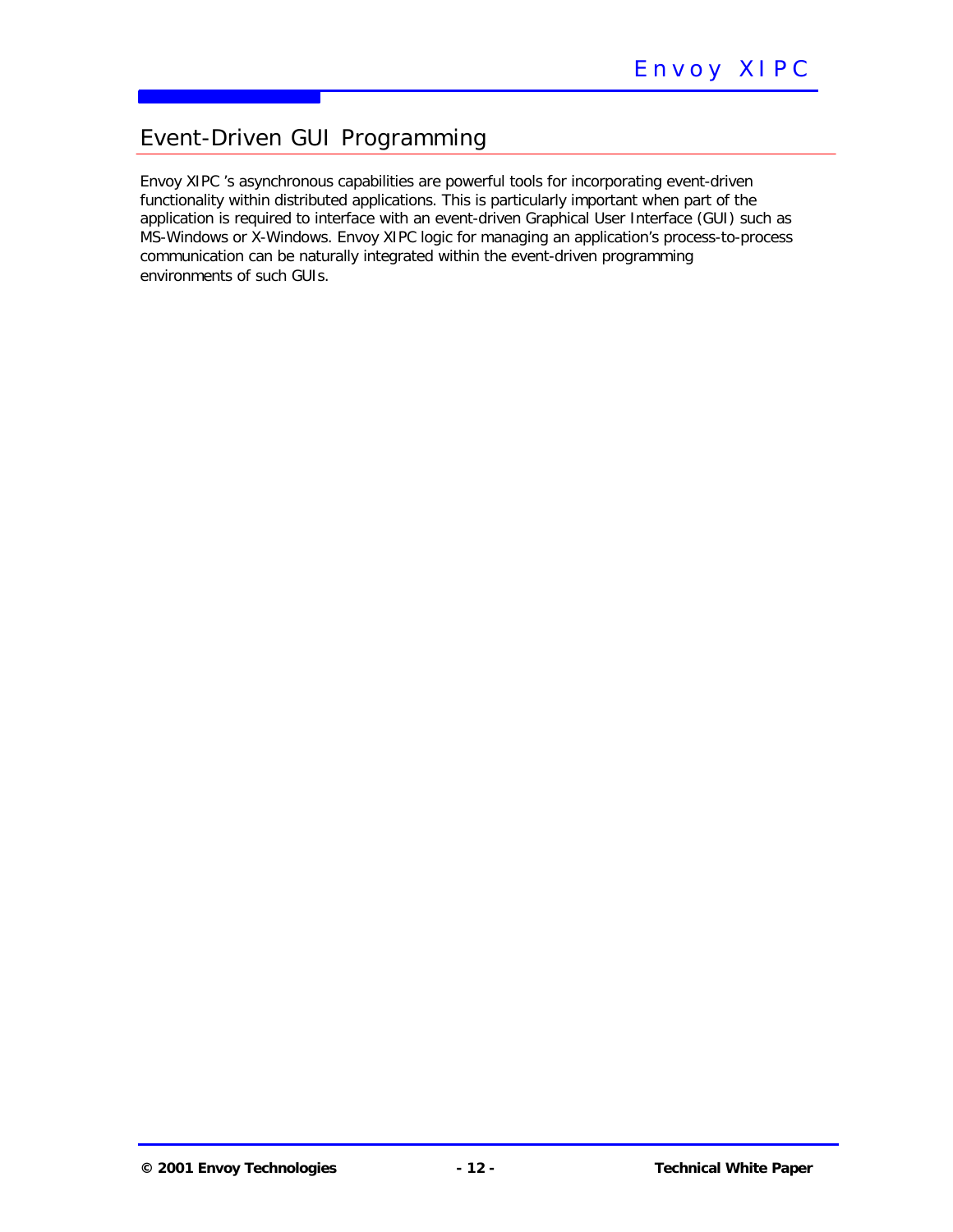## Event-Driven GUI Programming

Envoy XIPC 's asynchronous capabilities are powerful tools for incorporating event-driven functionality within distributed applications. This is particularly important when part of the application is required to interface with an event-driven Graphical User Interface (GUI) such as MS-Windows or X-Windows. Envoy XIPC logic for managing an application's process-to-process communication can be naturally integrated within the event-driven programming environments of such GUIs.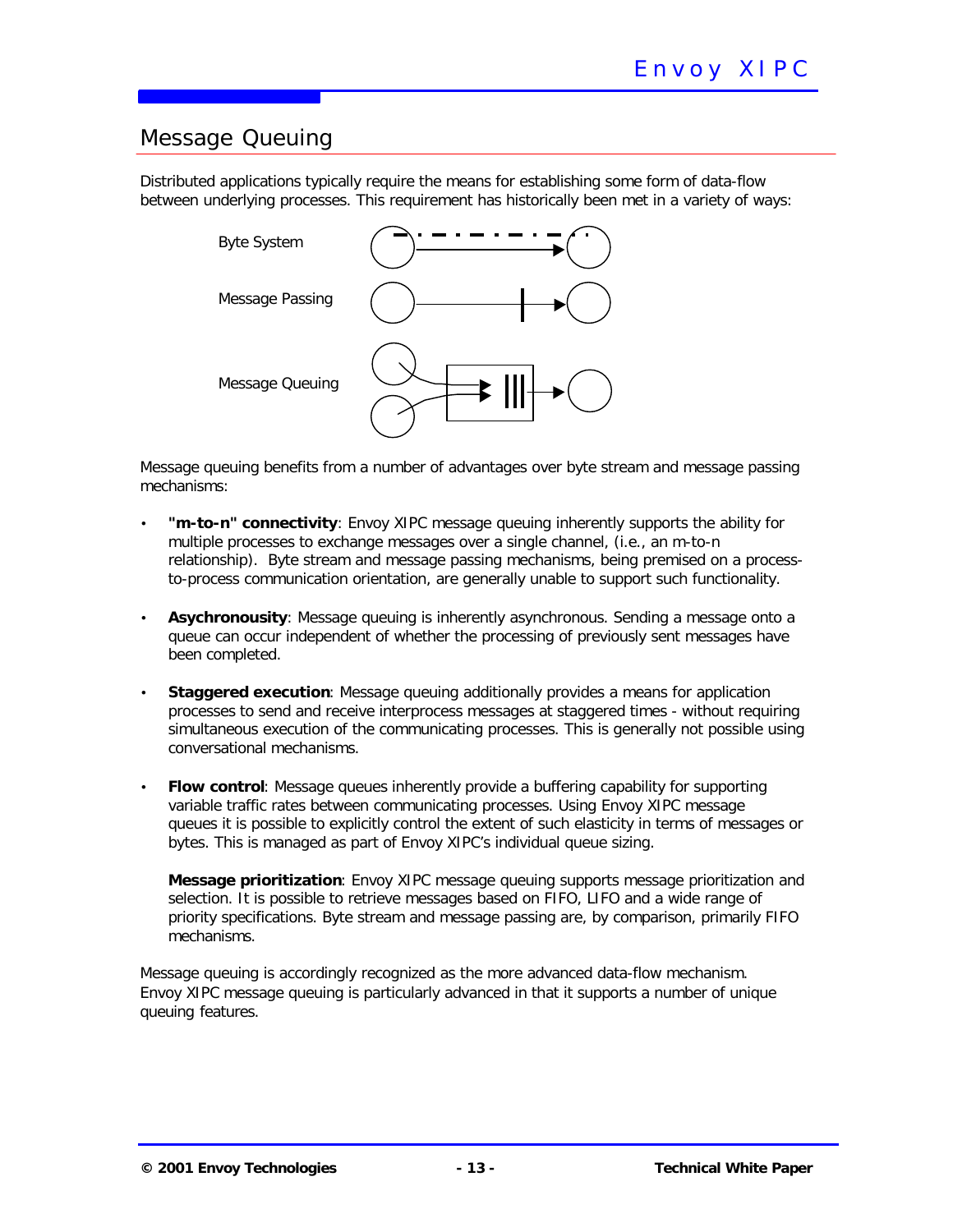## Message Queuing

Distributed applications typically require the means for establishing some form of data-flow between underlying processes. This requirement has historically been met in a variety of ways:

Byte System

Message Passing

Message Queuing

Message queuing benefits from a number of advantages over byte stream and message passing mechanisms:

- **"m-to-n" connectivity**: Envoy XIPC message queuing inherently supports the ability for multiple processes to exchange messages over a single channel, (i.e., an m-to-n relationship). Byte stream and message passing mechanisms, being premised on a process-to-process communication orientation, are generally unable to support such functionality.

- **Asychronousity**: Message queuing is inherently asynchronous. Sending a message onto a queue can occur independent of whether the processing of previously sent messages have been completed.

- **Staggered execution**: Message queuing additionally provides a means for application processes to send and receive interprocess messages at staggered times - without requiring simultaneous execution of the communicating processes. This is generally not possible using conversational mechanisms.

- **Flow control**: Message queues inherently provide a buffering capability for supporting variable traffic rates between communicating processes. Using Envoy XIPC message queues it is possible to explicitly control the extent of such elasticity in terms of messages or bytes. This is managed as part of Envoy XIPC's individual queue sizing.

  **Message prioritization**: Envoy XIPC message queuing supports message prioritization and selection. It is possible to retrieve messages based on FIFO, LIFO and a wide range of priority specifications. Byte stream and message passing are, by comparison, primarily FIFO mechanisms.

Message queuing is accordingly recognized as the more advanced data-flow mechanism. Envoy XIPC message queuing is particularly advanced in that it supports a number of unique queuing features.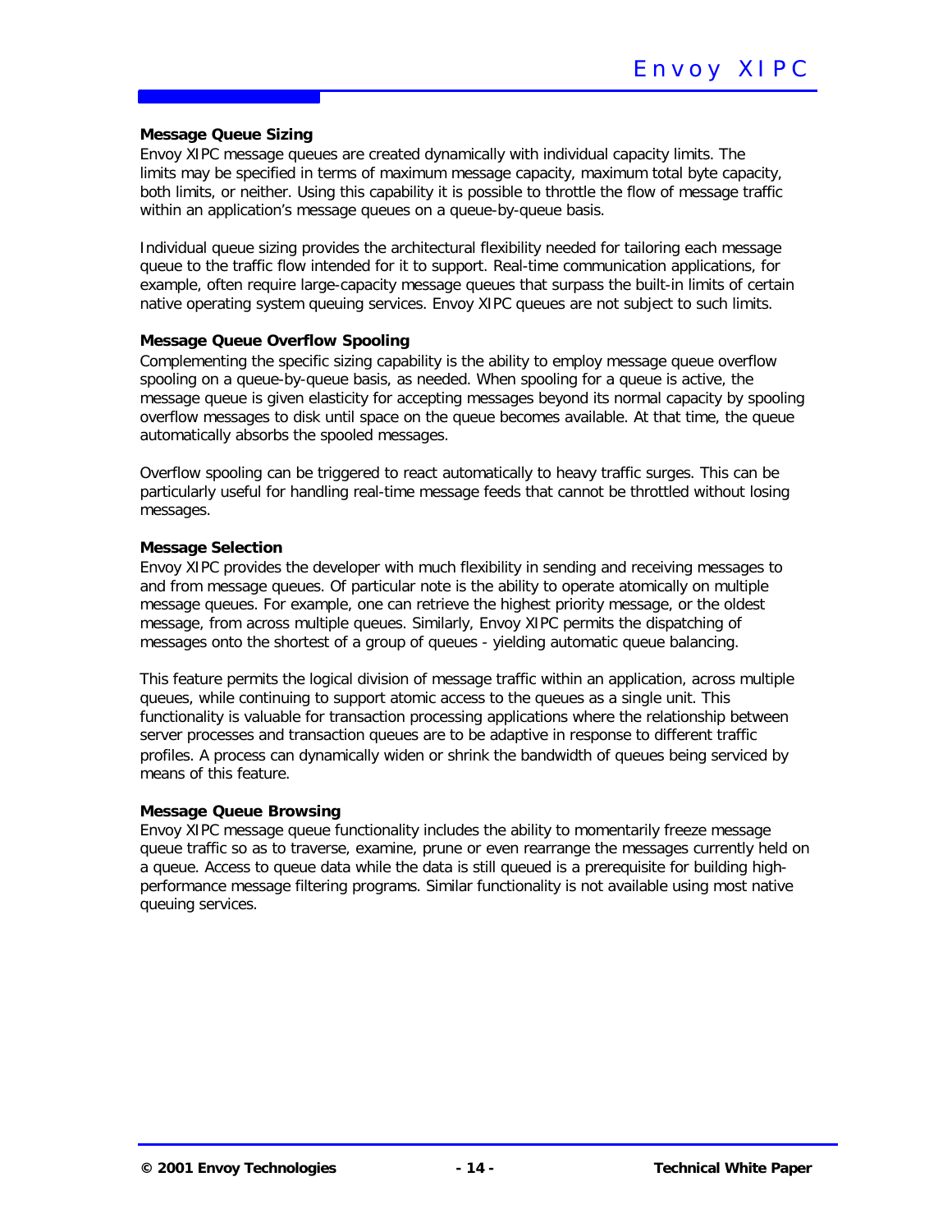**Message Queue Sizing**

Envoy XIPC message queues are created dynamically with individual capacity limits. The limits may be specified in terms of maximum message capacity, maximum total byte capacity, both limits, or neither. Using this capability it is possible to throttle the flow of message traffic within an application's message queues on a queue-by-queue basis.

Individual queue sizing provides the architectural flexibility needed for tailoring each message queue to the traffic flow intended for it to support. Real-time communication applications, for example, often require large-capacity message queues that surpass the built-in limits of certain native operating system queuing services. Envoy XIPC queues are not subject to such limits.

**Message Queue Overflow Spooling**

Complementing the specific sizing capability is the ability to employ message queue overflow spooling on a queue-by-queue basis, as needed. When spooling for a queue is active, the message queue is given elasticity for accepting messages beyond its normal capacity by spooling overflow messages to disk until space on the queue becomes available. At that time, the queue automatically absorbs the spooled messages.

Overflow spooling can be triggered to react automatically to heavy traffic surges. This can be particularly useful for handling real-time message feeds that cannot be throttled without losing messages.

**Message Selection**

Envoy XIPC provides the developer with much flexibility in sending and receiving messages to and from message queues. Of particular note is the ability to operate atomically on multiple message queues. For example, one can retrieve the highest priority message, or the oldest message, from across multiple queues. Similarly, Envoy XIPC permits the dispatching of messages onto the shortest of a group of queues - yielding automatic queue balancing.

This feature permits the logical division of message traffic within an application, across multiple queues, while continuing to support atomic access to the queues as a single unit. This functionality is valuable for transaction processing applications where the relationship between server processes and transaction queues are to be adaptive in response to different traffic profiles. A process can dynamically widen or shrink the bandwidth of queues being serviced by means of this feature.

**Message Queue Browsing**

Envoy XIPC message queue functionality includes the ability to momentarily freeze message queue traffic so as to traverse, examine, prune or even rearrange the messages currently held on a queue. Access to queue data while the data is still queued is a prerequisite for building high-performance message filtering programs. Similar functionality is not available using most native queuing services.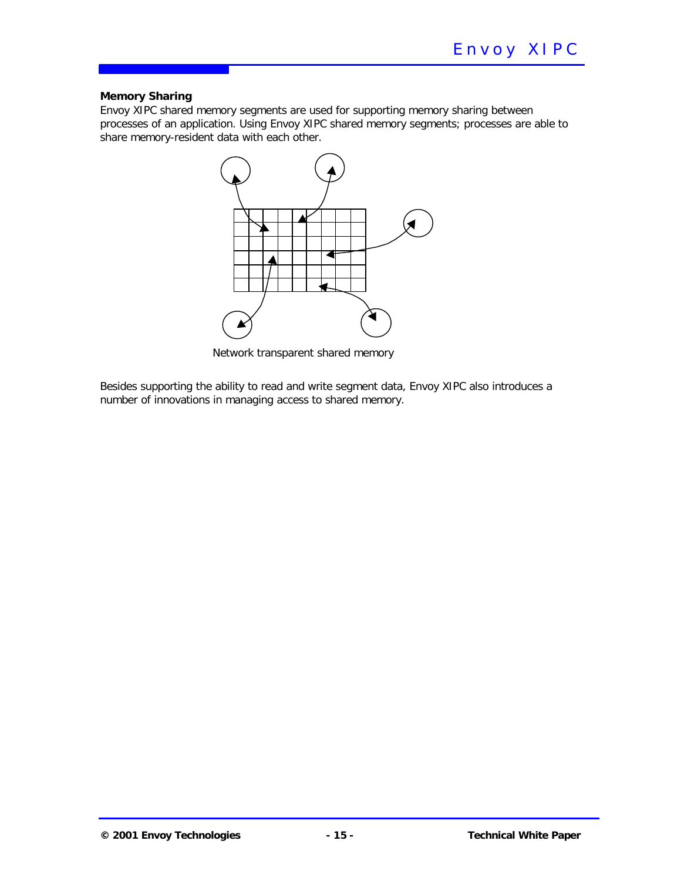**Memory Sharing**

Envoy XIPC shared memory segments are used for supporting memory sharing between processes of an application. Using Envoy XIPC shared memory segments; processes are able to share memory-resident data with each other.

Network transparent shared memory

Besides supporting the ability to read and write segment data, Envoy XIPC also introduces a number of innovations in managing access to shared memory.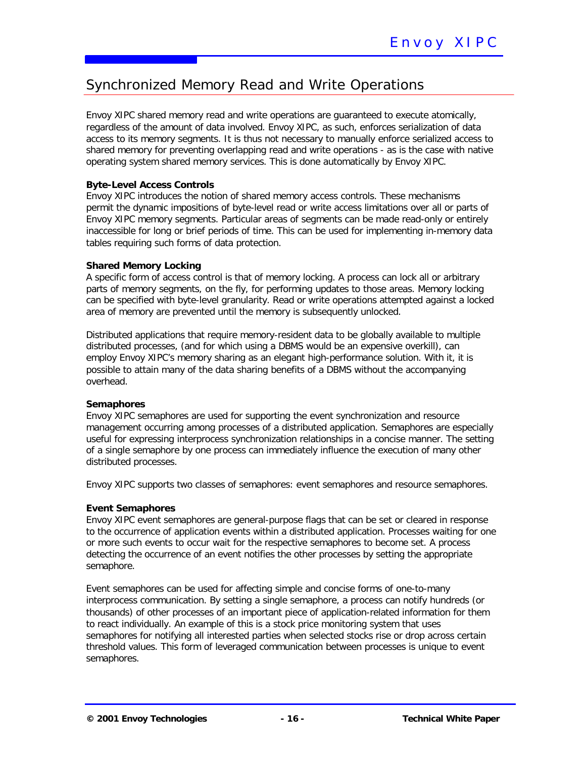## Synchronized Memory Read and Write Operations

Envoy XIPC shared memory read and write operations are guaranteed to execute atomically, regardless of the amount of data involved. Envoy XIPC, as such, enforces serialization of data access to its memory segments. It is thus not necessary to manually enforce serialized access to shared memory for preventing overlapping read and write operations - as is the case with native operating system shared memory services. This is done automatically by Envoy XIPC.

**Byte-Level Access Controls**

Envoy XIPC introduces the notion of shared memory access controls. These mechanisms permit the dynamic impositions of byte-level read or write access limitations over all or parts of Envoy XIPC memory segments. Particular areas of segments can be made read-only or entirely inaccessible for long or brief periods of time. This can be used for implementing in-memory data tables requiring such forms of data protection.

**Shared Memory Locking**

A specific form of access control is that of memory locking. A process can lock all or arbitrary parts of memory segments, on the fly, for performing updates to those areas. Memory locking can be specified with byte-level granularity. Read or write operations attempted against a locked area of memory are prevented until the memory is subsequently unlocked.

Distributed applications that require memory-resident data to be globally available to multiple distributed processes, (and for which using a DBMS would be an expensive overkill), can employ Envoy XIPC's memory sharing as an elegant high-performance solution. With it, it is possible to attain many of the data sharing benefits of a DBMS without the accompanying overhead.

**Semaphores**

Envoy XIPC semaphores are used for supporting the event synchronization and resource management occurring among processes of a distributed application. Semaphores are especially useful for expressing interprocess synchronization relationships in a concise manner. The setting of a single semaphore by one process can immediately influence the execution of many other distributed processes.

Envoy XIPC supports two classes of semaphores: event semaphores and resource semaphores.

**Event Semaphores**

Envoy XIPC event semaphores are general-purpose flags that can be set or cleared in response to the occurrence of application events within a distributed application. Processes waiting for one or more such events to occur wait for the respective semaphores to become set. A process detecting the occurrence of an event notifies the other processes by setting the appropriate semaphore.

Event semaphores can be used for affecting simple and concise forms of one-to-many interprocess communication. By setting a single semaphore, a process can notify hundreds (or thousands) of other processes of an important piece of application-related information for them to react individually. An example of this is a stock price monitoring system that uses semaphores for notifying all interested parties when selected stocks rise or drop across certain threshold values. This form of leveraged communication between processes is unique to event semaphores.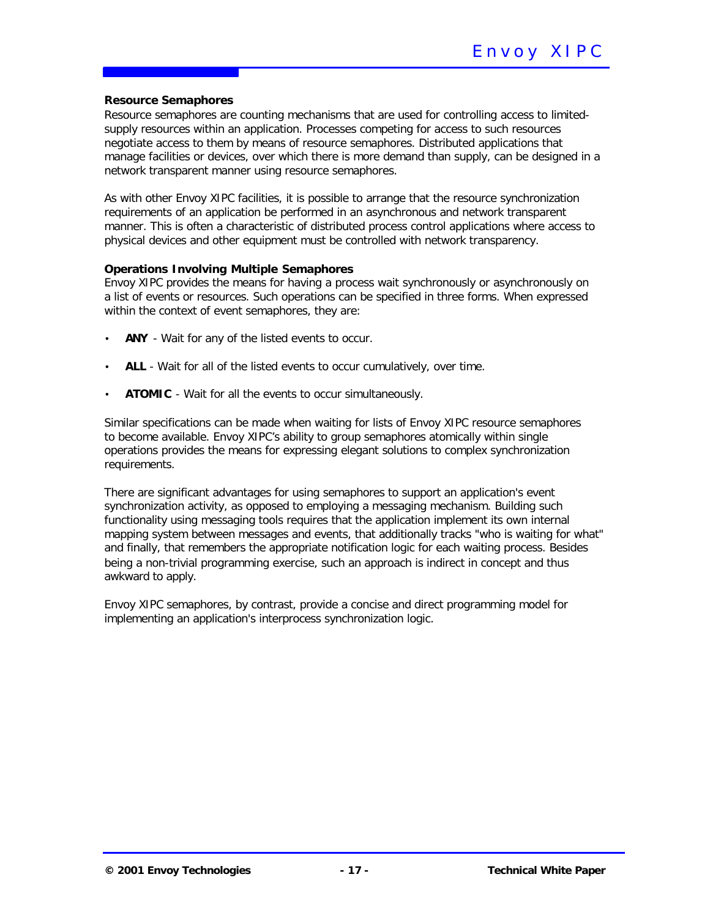**Resource Semaphores**

Resource semaphores are counting mechanisms that are used for controlling access to limited-supply resources within an application. Processes competing for access to such resources negotiate access to them by means of resource semaphores. Distributed applications that manage facilities or devices, over which there is more demand than supply, can be designed in a network transparent manner using resource semaphores.

As with other Envoy XIPC facilities, it is possible to arrange that the resource synchronization requirements of an application be performed in an asynchronous and network transparent manner. This is often a characteristic of distributed process control applications where access to physical devices and other equipment must be controlled with network transparency.

**Operations Involving Multiple Semaphores**

Envoy XIPC provides the means for having a process wait synchronously or asynchronously on a list of events or resources. Such operations can be specified in three forms. When expressed within the context of event semaphores, they are:

- **ANY** - Wait for any of the listed events to occur.
- **ALL** - Wait for all of the listed events to occur cumulatively, over time.
- **ATOMIC** - Wait for all the events to occur simultaneously.

Similar specifications can be made when waiting for lists of Envoy XIPC resource semaphores to become available. Envoy XIPC's ability to group semaphores atomically within single operations provides the means for expressing elegant solutions to complex synchronization requirements.

There are significant advantages for using semaphores to support an application's event synchronization activity, as opposed to employing a messaging mechanism. Building such functionality using messaging tools requires that the application implement its own internal mapping system between messages and events, that additionally tracks "who is waiting for what" and finally, that remembers the appropriate notification logic for each waiting process. Besides being a non-trivial programming exercise, such an approach is indirect in concept and thus awkward to apply.

Envoy XIPC semaphores, by contrast, provide a concise and direct programming model for implementing an application's interprocess synchronization logic.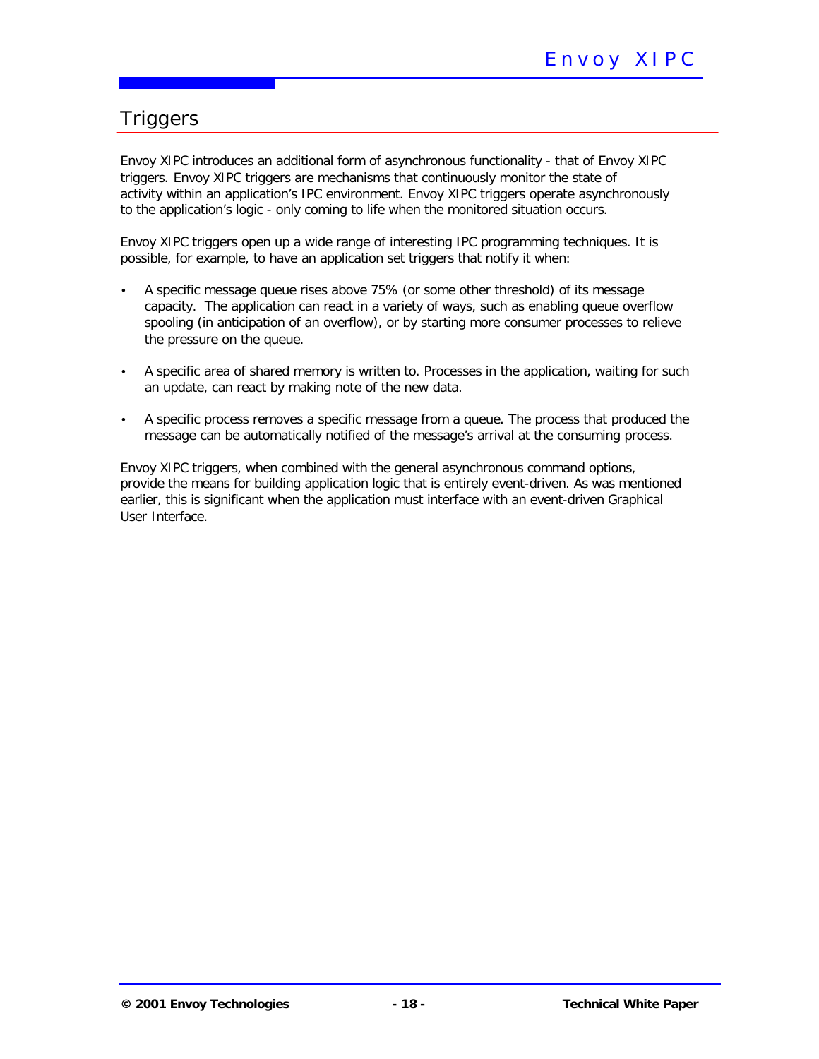## Triggers

Envoy XIPC introduces an additional form of asynchronous functionality - that of Envoy XIPC triggers. Envoy XIPC triggers are mechanisms that continuously monitor the state of activity within an application's IPC environment. Envoy XIPC triggers operate asynchronously to the application's logic - only coming to life when the monitored situation occurs.

Envoy XIPC triggers open up a wide range of interesting IPC programming techniques. It is possible, for example, to have an application set triggers that notify it when:

- A specific message queue rises above 75% (or some other threshold) of its message capacity. The application can react in a variety of ways, such as enabling queue overflow spooling (in anticipation of an overflow), or by starting more consumer processes to relieve the pressure on the queue.
- A specific area of shared memory is written to. Processes in the application, waiting for such an update, can react by making note of the new data.
- A specific process removes a specific message from a queue. The process that produced the message can be automatically notified of the message's arrival at the consuming process.

Envoy XIPC triggers, when combined with the general asynchronous command options, provide the means for building application logic that is entirely event-driven. As was mentioned earlier, this is significant when the application must interface with an event-driven Graphical User Interface.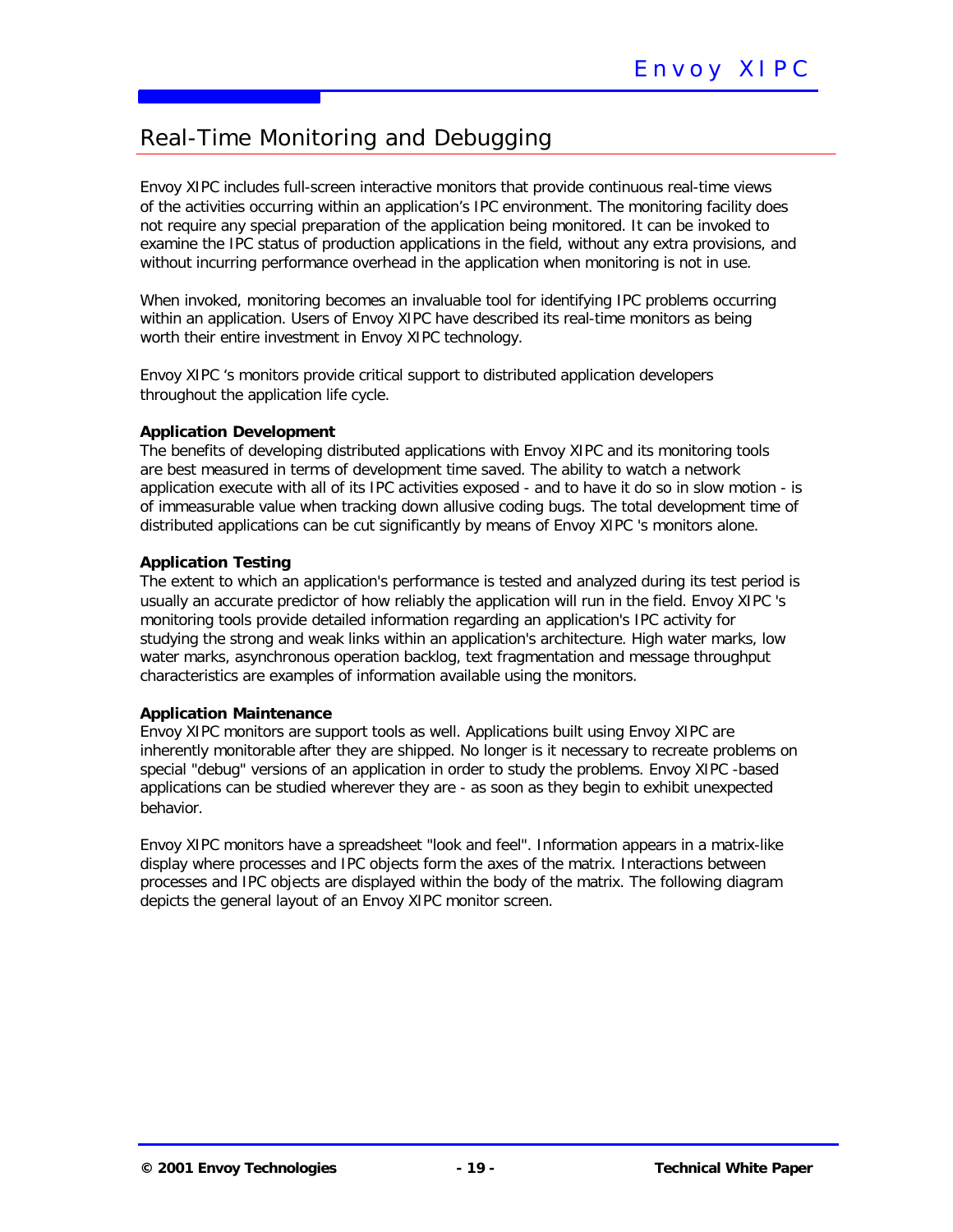## Real-Time Monitoring and Debugging

Envoy XIPC includes full-screen interactive monitors that provide continuous real-time views of the activities occurring within an application's IPC environment. The monitoring facility does not require any special preparation of the application being monitored. It can be invoked to examine the IPC status of production applications in the field, without any extra provisions, and without incurring performance overhead in the application when monitoring is not in use.

When invoked, monitoring becomes an invaluable tool for identifying IPC problems occurring within an application. Users of Envoy XIPC have described its real-time monitors as being worth their entire investment in Envoy XIPC technology.

Envoy XIPC 's monitors provide critical support to distributed application developers throughout the application life cycle.

**Application Development**
The benefits of developing distributed applications with Envoy XIPC and its monitoring tools are best measured in terms of development time saved. The ability to watch a network application execute with all of its IPC activities exposed - and to have it do so in slow motion - is of immeasurable value when tracking down allusive coding bugs. The total development time of distributed applications can be cut significantly by means of Envoy XIPC 's monitors alone.

**Application Testing**
The extent to which an application's performance is tested and analyzed during its test period is usually an accurate predictor of how reliably the application will run in the field. Envoy XIPC 's monitoring tools provide detailed information regarding an application's IPC activity for studying the strong and weak links within an application's architecture. High water marks, low water marks, asynchronous operation backlog, text fragmentation and message throughput characteristics are examples of information available using the monitors.

**Application Maintenance**
Envoy XIPC monitors are support tools as well. Applications built using Envoy XIPC are inherently monitorable after they are shipped. No longer is it necessary to recreate problems on special "debug" versions of an application in order to study the problems. Envoy XIPC -based applications can be studied wherever they are - as soon as they begin to exhibit unexpected behavior.

Envoy XIPC monitors have a spreadsheet "look and feel". Information appears in a matrix-like display where processes and IPC objects form the axes of the matrix. Interactions between processes and IPC objects are displayed within the body of the matrix. The following diagram depicts the general layout of an Envoy XIPC monitor screen.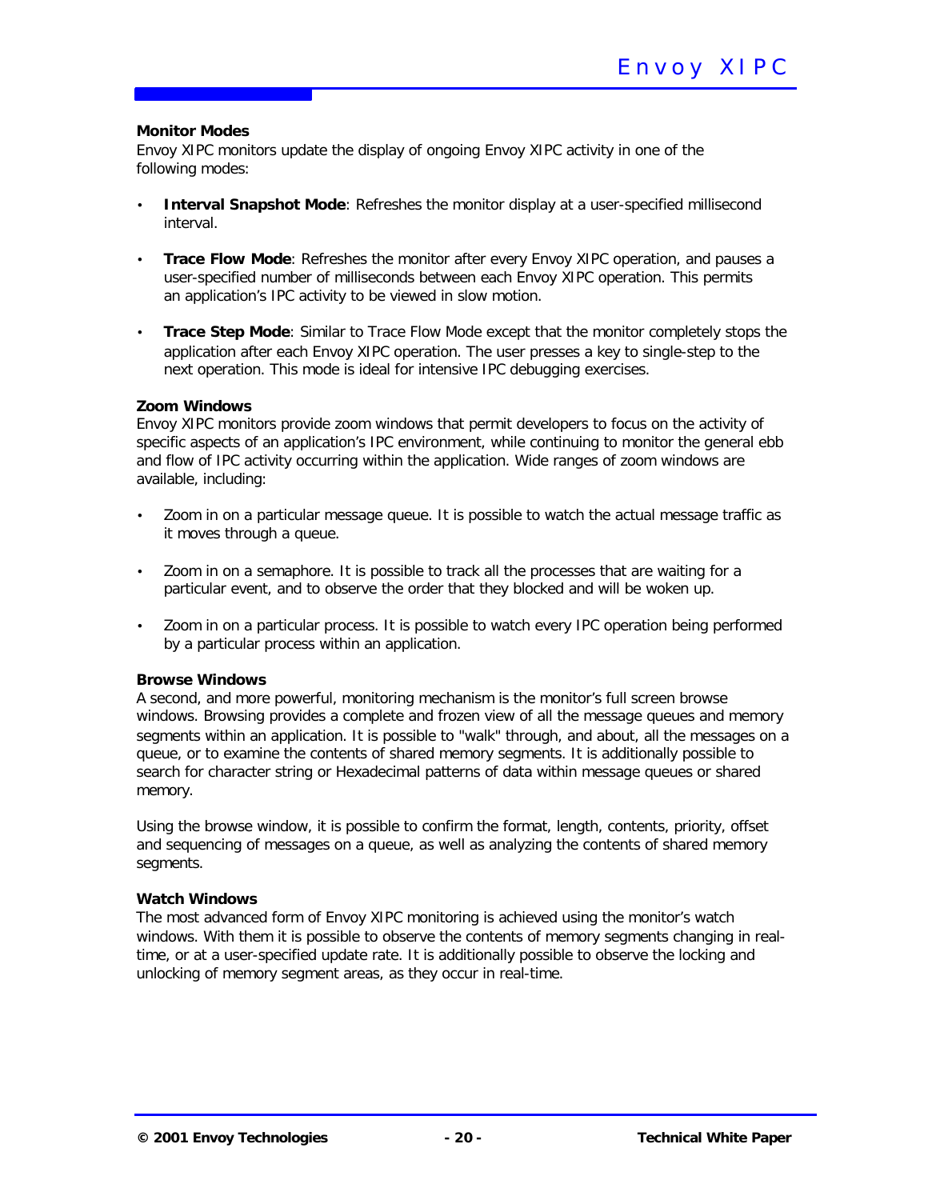**Monitor Modes**

Envoy XIPC monitors update the display of ongoing Envoy XIPC activity in one of the following modes:

- **Interval Snapshot Mode**: Refreshes the monitor display at a user-specified millisecond interval.
- **Trace Flow Mode**: Refreshes the monitor after every Envoy XIPC operation, and pauses a user-specified number of milliseconds between each Envoy XIPC operation. This permits an application's IPC activity to be viewed in slow motion.
- **Trace Step Mode**: Similar to Trace Flow Mode except that the monitor completely stops the application after each Envoy XIPC operation. The user presses a key to single-step to the next operation. This mode is ideal for intensive IPC debugging exercises.

**Zoom Windows**

Envoy XIPC monitors provide zoom windows that permit developers to focus on the activity of specific aspects of an application's IPC environment, while continuing to monitor the general ebb and flow of IPC activity occurring within the application. Wide ranges of zoom windows are available, including:

- Zoom in on a particular message queue. It is possible to watch the actual message traffic as it moves through a queue.
- Zoom in on a semaphore. It is possible to track all the processes that are waiting for a particular event, and to observe the order that they blocked and will be woken up.
- Zoom in on a particular process. It is possible to watch every IPC operation being performed by a particular process within an application.

**Browse Windows**

A second, and more powerful, monitoring mechanism is the monitor's full screen browse windows. Browsing provides a complete and frozen view of all the message queues and memory segments within an application. It is possible to "walk" through, and about, all the messages on a queue, or to examine the contents of shared memory segments. It is additionally possible to search for character string or Hexadecimal patterns of data within message queues or shared memory.

Using the browse window, it is possible to confirm the format, length, contents, priority, offset and sequencing of messages on a queue, as well as analyzing the contents of shared memory segments.

**Watch Windows**

The most advanced form of Envoy XIPC monitoring is achieved using the monitor's watch windows. With them it is possible to observe the contents of memory segments changing in real-time, or at a user-specified update rate. It is additionally possible to observe the locking and unlocking of memory segment areas, as they occur in real-time.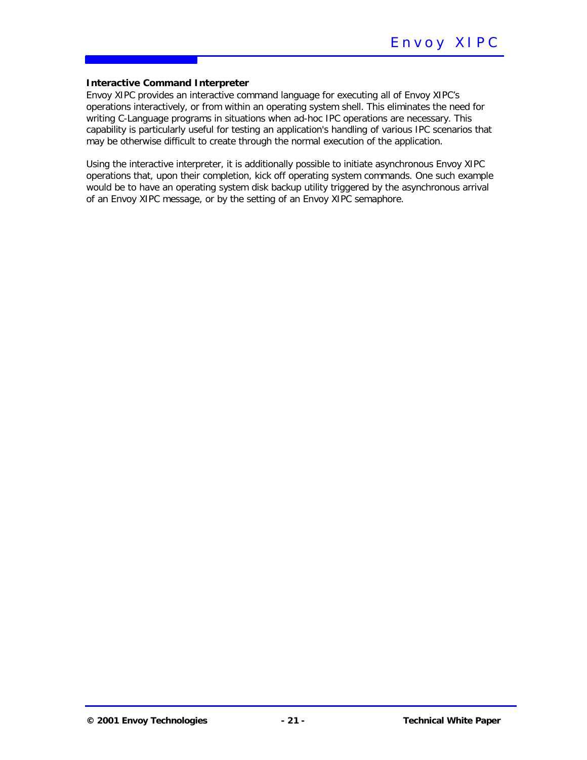**Interactive Command Interpreter**

Envoy XIPC provides an interactive command language for executing all of Envoy XIPC's operations interactively, or from within an operating system shell. This eliminates the need for writing C-Language programs in situations when ad-hoc IPC operations are necessary. This capability is particularly useful for testing an application's handling of various IPC scenarios that may be otherwise difficult to create through the normal execution of the application.

Using the interactive interpreter, it is additionally possible to initiate asynchronous Envoy XIPC operations that, upon their completion, kick off operating system commands. One such example would be to have an operating system disk backup utility triggered by the asynchronous arrival of an Envoy XIPC message, or by the setting of an Envoy XIPC semaphore.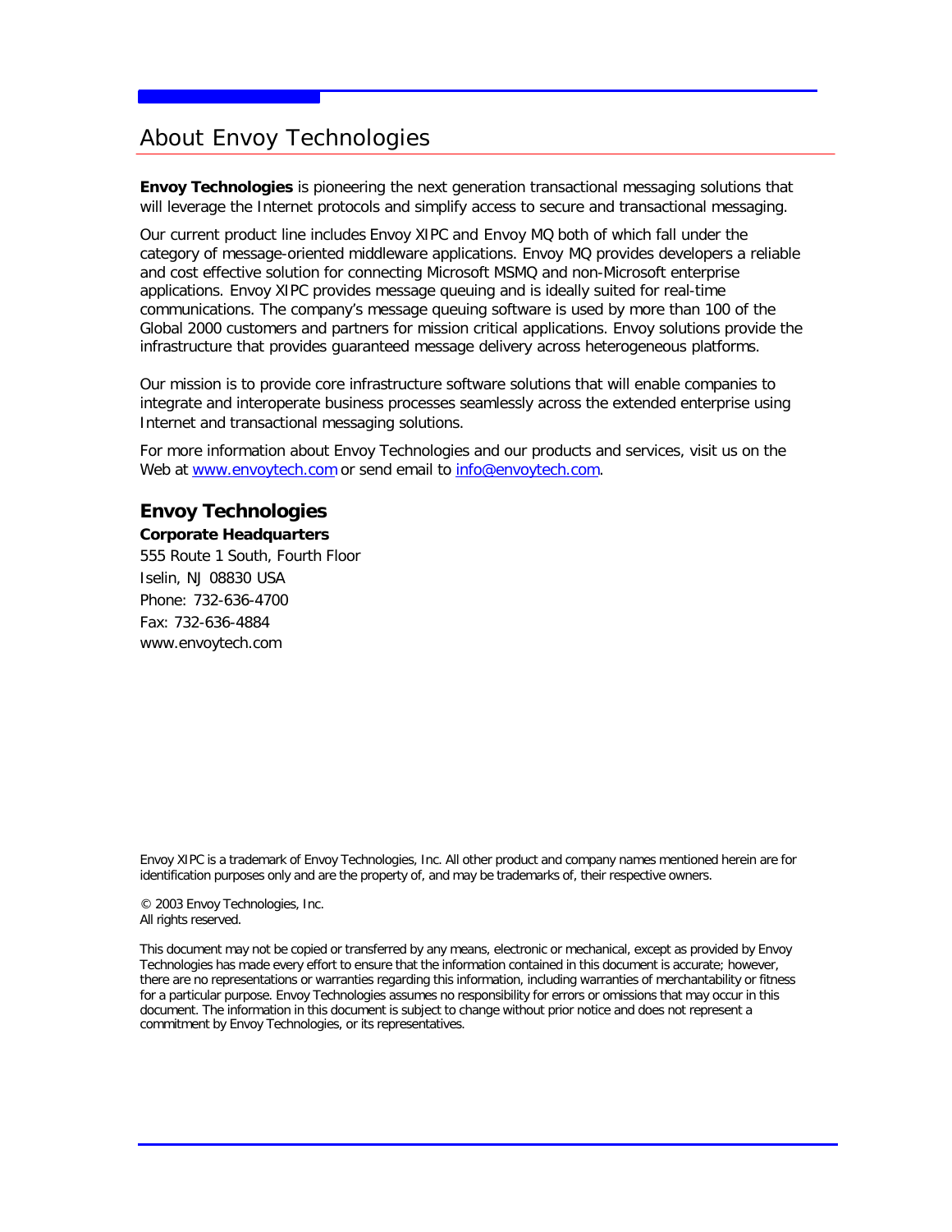# About Envoy Technologies

**Envoy Technologies** is pioneering the next generation transactional messaging solutions that will leverage the Internet protocols and simplify access to secure and transactional messaging.

Our current product line includes Envoy XIPC and Envoy MQ both of which fall under the category of message-oriented middleware applications. Envoy MQ provides developers a reliable and cost effective solution for connecting Microsoft MSMQ and non-Microsoft enterprise applications. Envoy XIPC provides message queuing and is ideally suited for real-time communications. The company's message queuing software is used by more than 100 of the Global 2000 customers and partners for mission critical applications. Envoy solutions provide the infrastructure that provides guaranteed message delivery across heterogeneous platforms.

Our mission is to provide core infrastructure software solutions that will enable companies to integrate and interoperate business processes seamlessly across the extended enterprise using Internet and transactional messaging solutions.

For more information about Envoy Technologies and our products and services, visit us on the Web at www.envoytech.com or send email to info@envoytech.com.

## Envoy Technologies

**Corporate Headquarters**
555 Route 1 South, Fourth Floor
Iselin, NJ 08830 USA
Phone: 732-636-4700
Fax: 732-636-4884
www.envoytech.com

Envoy XIPC is a trademark of Envoy Technologies, Inc. All other product and company names mentioned herein are for identification purposes only and are the property of, and may be trademarks of, their respective owners.

© 2003 Envoy Technologies, Inc.
All rights reserved.

This document may not be copied or transferred by any means, electronic or mechanical, except as provided by Envoy Technologies has made every effort to ensure that the information contained in this document is accurate; however, there are no representations or warranties regarding this information, including warranties of merchantability or fitness for a particular purpose. Envoy Technologies assumes no responsibility for errors or omissions that may occur in this document. The information in this document is subject to change without prior notice and does not represent a commitment by Envoy Technologies, or its representatives.